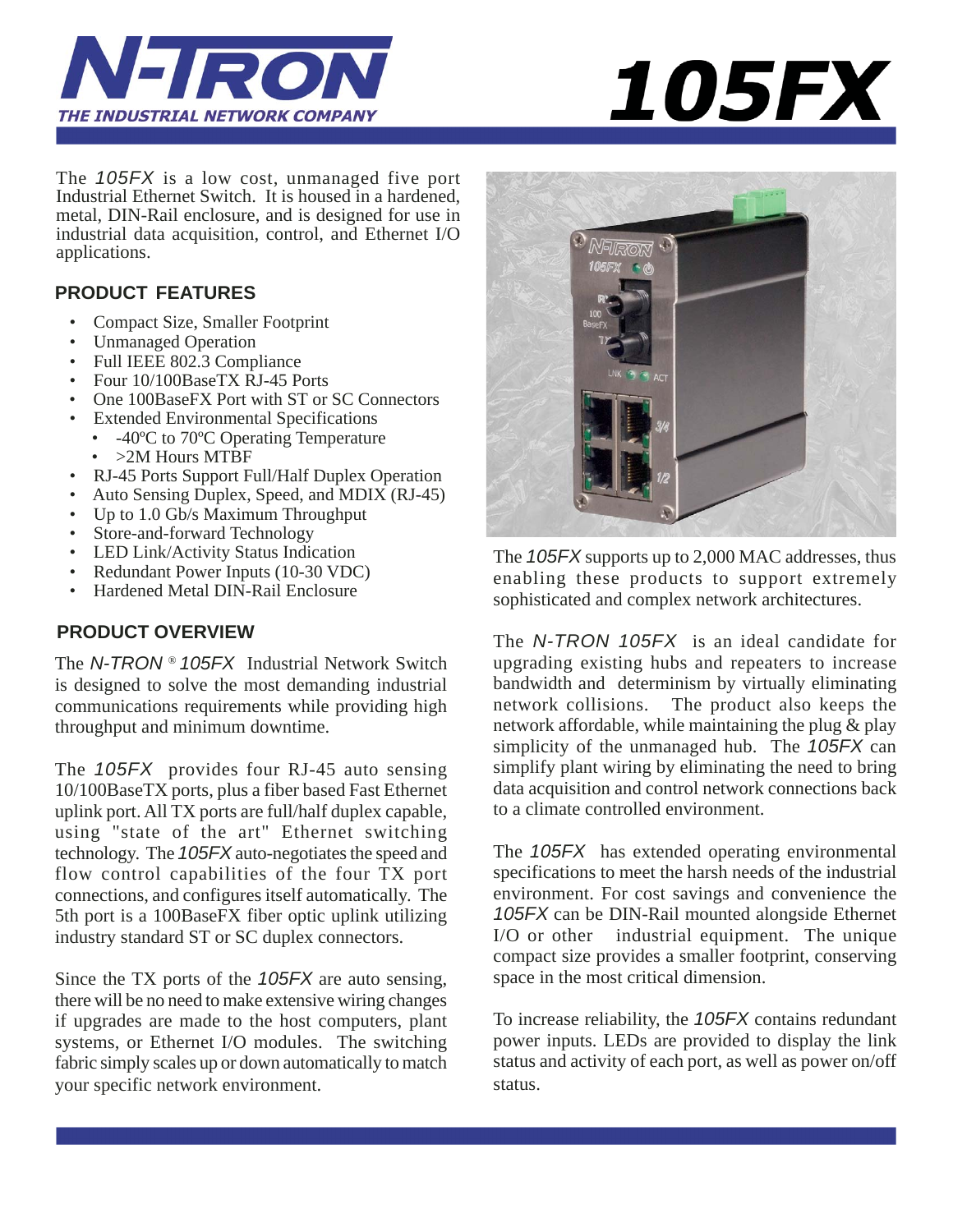# N-TRON

THE INDUSTRIAL NETWORK COMPANY

# 105FX

The *105FX* is a low cost, unmanaged five port Industrial Ethernet Switch. It is housed in a hardened, metal, DIN-Rail enclosure, and is designed for use in industrial data acquisition, control, and Ethernet I/O applications.

## PRODUCT FEATURES

- Compact Size, Smaller Footprint
- Unmanaged Operation
- Full IEEE 802.3 Compliance
- Four 10/100BaseTX RJ-45 Ports
- One 100BaseFX Port with ST or SC Connectors
- Extended Environmental Specifications
  - -40ºC to 70ºC Operating Temperature
  - >2M Hours MTBF
- RJ-45 Ports Support Full/Half Duplex Operation
- Auto Sensing Duplex, Speed, and MDIX (RJ-45)
- Up to 1.0 Gb/s Maximum Throughput
- Store-and-forward Technology
- LED Link/Activity Status Indication
- Redundant Power Inputs (10-30 VDC)
- Hardened Metal DIN-Rail Enclosure

## PRODUCT OVERVIEW

The *N-TRON* ® *105FX* Industrial Network Switch is designed to solve the most demanding industrial communications requirements while providing high throughput and minimum downtime.

The *105FX* provides four RJ-45 auto sensing 10/100BaseTX ports, plus a fiber based Fast Ethernet uplink port. All TX ports are full/half duplex capable, using "state of the art" Ethernet switching technology. The *105FX* auto-negotiates the speed and flow control capabilities of the four TX port connections, and configures itself automatically. The 5th port is a 100BaseFX fiber optic uplink utilizing industry standard ST or SC duplex connectors.

Since the TX ports of the *105FX* are auto sensing, there will be no need to make extensive wiring changes if upgrades are made to the host computers, plant systems, or Ethernet I/O modules. The switching fabric simply scales up or down automatically to match your specific network environment.

The *105FX* supports up to 2,000 MAC addresses, thus enabling these products to support extremely sophisticated and complex network architectures.

The *N-TRON 105FX* is an ideal candidate for upgrading existing hubs and repeaters to increase bandwidth and determinism by virtually eliminating network collisions. The product also keeps the network affordable, while maintaining the plug & play simplicity of the unmanaged hub. The *105FX* can simplify plant wiring by eliminating the need to bring data acquisition and control network connections back to a climate controlled environment.

The *105FX* has extended operating environmental specifications to meet the harsh needs of the industrial environment. For cost savings and convenience the *105FX* can be DIN-Rail mounted alongside Ethernet I/O or other industrial equipment. The unique compact size provides a smaller footprint, conserving space in the most critical dimension.

To increase reliability, the *105FX* contains redundant power inputs. LEDs are provided to display the link status and activity of each port, as well as power on/off status.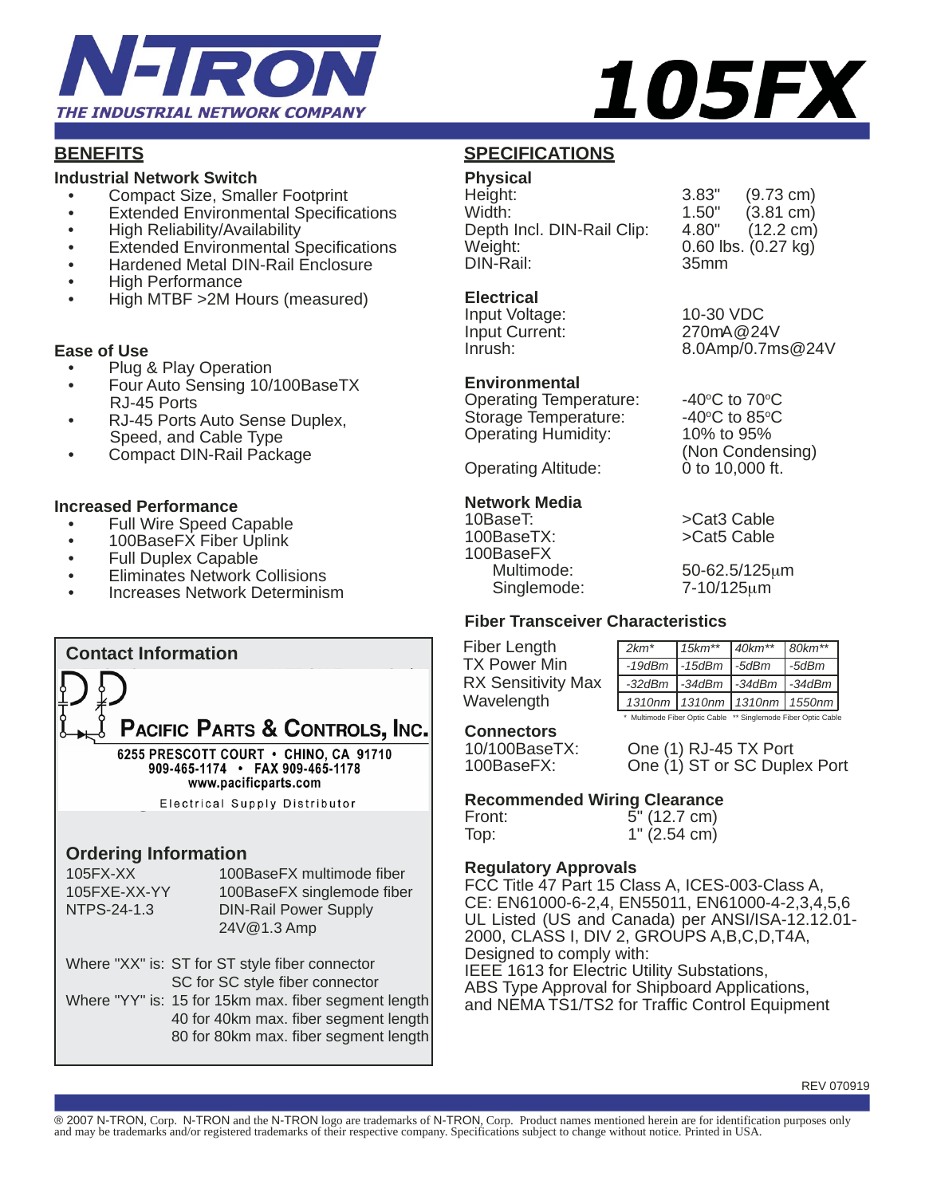# N-TRON

THE INDUSTRIAL NETWORK COMPANY

# 105FX

## BENEFITS

### Industrial Network Switch

- Compact Size, Smaller Footprint
- Extended Environmental Specifications
- High Reliability/Availability
- Extended Environmental Specifications
- Hardened Metal DIN-Rail Enclosure
- High Performance
- High MTBF >2M Hours (measured)

### Ease of Use

- Plug & Play Operation
- Four Auto Sensing 10/100BaseTX RJ-45 Ports
- RJ-45 Ports Auto Sense Duplex, Speed, and Cable Type
- Compact DIN-Rail Package

### Increased Performance

- Full Wire Speed Capable
- 100BaseFX Fiber Uplink
- Full Duplex Capable
- Eliminates Network Collisions
- Increases Network Determinism

### Contact Information

PACIFIC PARTS & CONTROLS, INC.

6255 PRESCOTT COURT • CHINO, CA 91710
909-465-1174 • FAX 909-465-1178
www.pacificparts.com

Electrical Supply Distributor

### Ordering Information

| | |
|---|---|
| 105FX-XX | 100BaseFX multimode fiber |
| 105FXE-XX-YY | 100BaseFX singlemode fiber |
| NTPS-24-1.3 | DIN-Rail Power Supply 24V@1.3 Amp |

Where "XX" is: ST for ST style fiber connector
SC for SC style fiber connector

Where "YY" is: 15 for 15km max. fiber segment length
40 for 40km max. fiber segment length
80 for 80km max. fiber segment length

## SPECIFICATIONS

### Physical

| | |
|---|---|
| Height: | 3.83" (9.73 cm) |
| Width: | 1.50" (3.81 cm) |
| Depth Incl. DIN-Rail Clip: | 4.80" (12.2 cm) |
| Weight: | 0.60 lbs. (0.27 kg) |
| DIN-Rail: | 35mm |

### Electrical

| | |
|---|---|
| Input Voltage: | 10-30 VDC |
| Input Current: | 270mA@24V |
| Inrush: | 8.0Amp/0.7ms@24V |

### Environmental

| | |
|---|---|
| Operating Temperature: | -40°C to 70°C |
| Storage Temperature: | -40°C to 85°C |
| Operating Humidity: | 10% to 95% (Non Condensing) |
| Operating Altitude: | 0 to 10,000 ft. |

### Network Media

| | |
|---|---|
| 10BaseT: | >Cat3 Cable |
| 100BaseTX: | >Cat5 Cable |
| 100BaseFX Multimode: | 50-62.5/125μm |
| 100BaseFX Singlemode: | 7-10/125μm |

### Fiber Transceiver Characteristics

| | | | | |
|---|---|---|---|---|
| Fiber Length | *2km** | *15km*** | *40km*** | *80km*** |
| TX Power Min | *-19dBm* | *-15dBm* | *-5dBm* | *-5dBm* |
| RX Sensitivity Max | *-32dBm* | *-34dBm* | *-34dBm* | *-34dBm* |
| Wavelength | *1310nm* | *1310nm* | *1310nm* | *1550nm* |

\* Multimode Fiber Optic Cable ** Singlemode Fiber Optic Cable

### Connectors

| | |
|---|---|
| 10/100BaseTX: | One (1) RJ-45 TX Port |
| 100BaseFX: | One (1) ST or SC Duplex Port |

### Recommended Wiring Clearance

| | |
|---|---|
| Front: | 5" (12.7 cm) |
| Top: | 1" (2.54 cm) |

### Regulatory Approvals

FCC Title 47 Part 15 Class A, ICES-003-Class A,
CE: EN61000-6-2,4, EN55011, EN61000-4-2,3,4,5,6
UL Listed (US and Canada) per ANSI/ISA-12.12.01-2000, CLASS I, DIV 2, GROUPS A,B,C,D,T4A,
Designed to comply with:
IEEE 1613 for Electric Utility Substations,
ABS Type Approval for Shipboard Applications,
and NEMA TS1/TS2 for Traffic Control Equipment

REV 070919

® 2007 N-TRON, Corp. N-TRON and the N-TRON logo are trademarks of N-TRON, Corp. Product names mentioned herein are for identification purposes only and may be trademarks and/or registered trademarks of their respective company. Specifications subject to change without notice. Printed in USA.